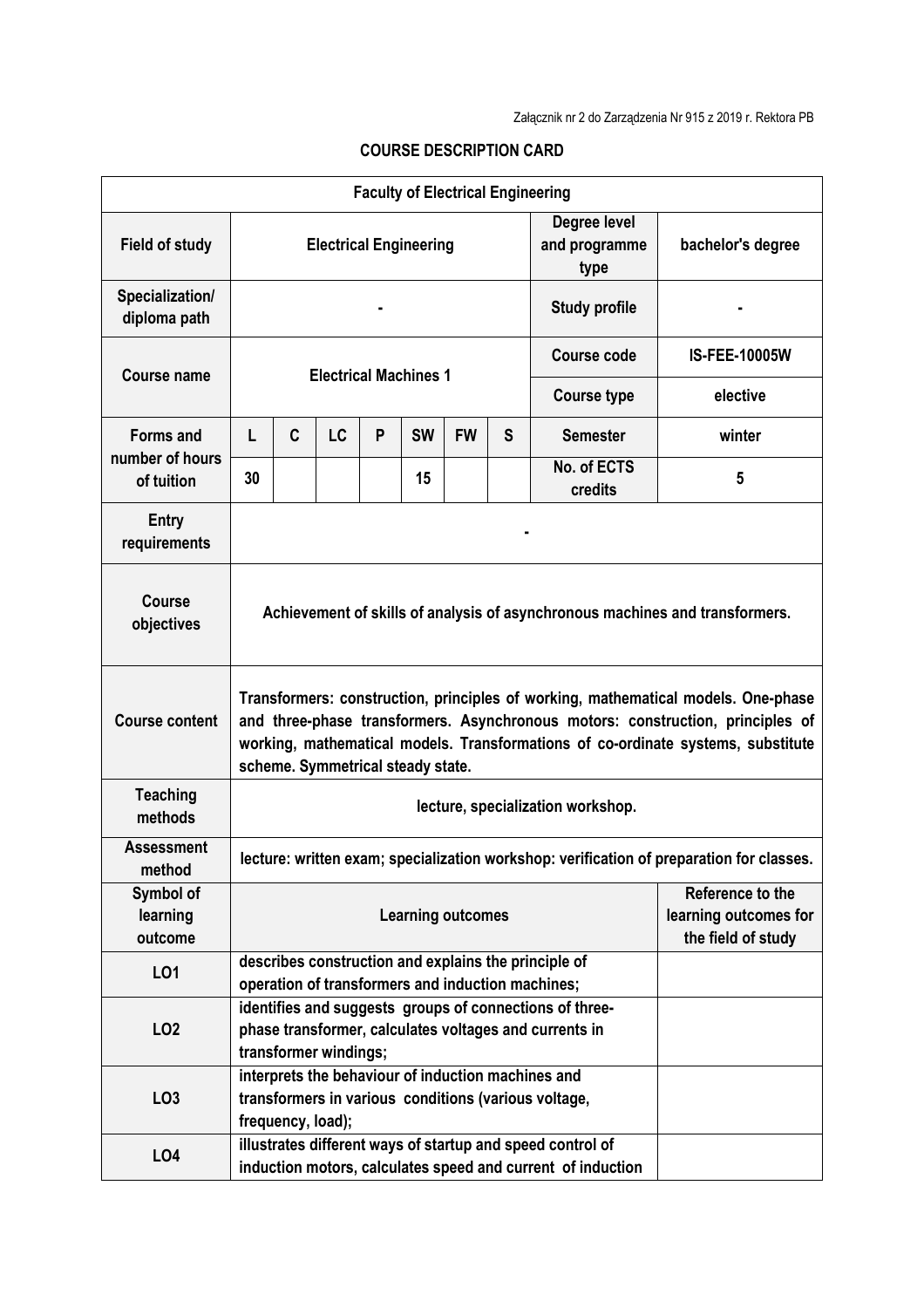Załącznik nr 2 do Zarządzenia Nr 915 z 2019 r. Rektora PB

# COURSE DESCRIPTION CARD

| Faculty of Electrical Engineering | | | | | | | | | |
|---|---|---|---|---|---|---|---|---|---|
| **Field of study** | Electrical Engineering | | | | | | | **Degree level and programme type** | bachelor's degree |
| **Specialization/ diploma path** | - | | | | | | | **Study profile** | - |
| **Course name** | Electrical Machines 1 | | | | | | | **Course code** | IS-FEE-10005W |
| | | | | | | | | **Course type** | elective |
| **Forms and number of hours of tuition** | L | C | LC | P | SW | FW | S | **Semester** | winter |
| | 30 | | | | 15 | | | **No. of ECTS credits** | 5 |
| **Entry requirements** | - | | | | | | | | |
| **Course objectives** | Achievement of skills of analysis of asynchronous machines and transformers. | | | | | | | | |
| **Course content** | Transformers: construction, principles of working, mathematical models. One-phase and three-phase transformers. Asynchronous motors: construction, principles of working, mathematical models. Transformations of co-ordinate systems, substitute scheme. Symmetrical steady state. | | | | | | | | |
| **Teaching methods** | lecture, specialization workshop. | | | | | | | | |
| **Assessment method** | lecture: written exam; specialization workshop: verification of preparation for classes. | | | | | | | | |
| **Symbol of learning outcome** | **Learning outcomes** | | | | | | | | **Reference to the learning outcomes for the field of study** |
| **LO1** | describes construction and explains the principle of operation of transformers and induction machines; | | | | | | | | |
| **LO2** | identifies and suggests groups of connections of three-phase transformer, calculates voltages and currents in transformer windings; | | | | | | | | |
| **LO3** | interprets the behaviour of induction machines and transformers in various conditions (various voltage, frequency, load); | | | | | | | | |
| **LO4** | illustrates different ways of startup and speed control of induction motors, calculates speed and current of induction | | | | | | | | |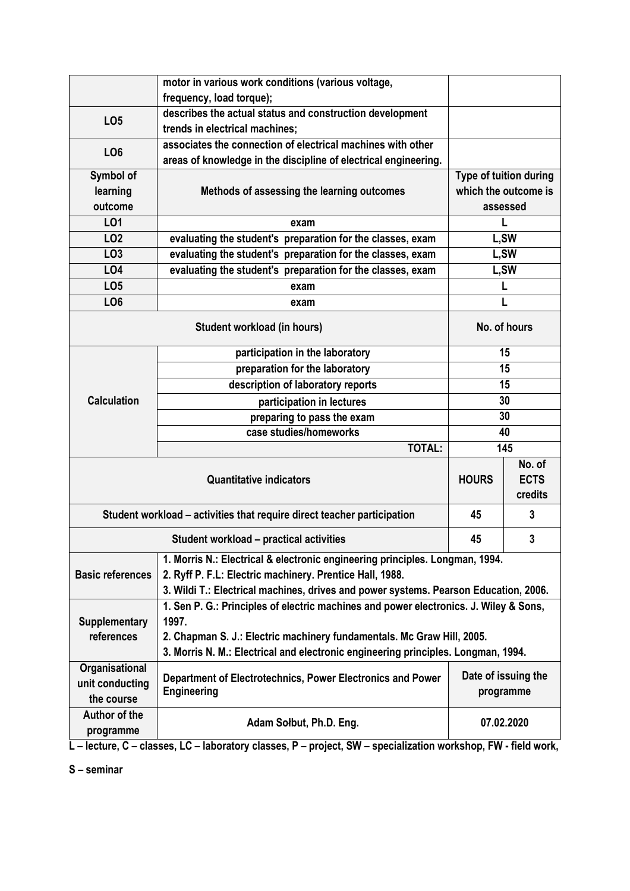| | | |
|---|---|---|
| | motor in various work conditions (various voltage, frequency, load torque); | |
| LO5 | describes the actual status and construction development trends in electrical machines; | |
| LO6 | associates the connection of electrical machines with other areas of knowledge in the discipline of electrical engineering. | |

| Symbol of learning outcome | Methods of assessing the learning outcomes | Type of tuition during which the outcome is assessed |
|---|---|---|
| LO1 | exam | L |
| LO2 | evaluating the student's preparation for the classes, exam | L,SW |
| LO3 | evaluating the student's preparation for the classes, exam | L,SW |
| LO4 | evaluating the student's preparation for the classes, exam | L,SW |
| LO5 | exam | L |
| LO6 | exam | L |

| Student workload (in hours) | | No. of hours |
|---|---|---|
| Calculation | participation in the laboratory | 15 |
| | preparation for the laboratory | 15 |
| | description of laboratory reports | 15 |
| | participation in lectures | 30 |
| | preparing to pass the exam | 30 |
| | case studies/homeworks | 40 |
| | TOTAL: | 145 |

| Quantitative indicators | HOURS | No. of ECTS credits |
|---|---|---|
| Student workload – activities that require direct teacher participation | 45 | 3 |
| Student workload – practical activities | 45 | 3 |

| | |
|---|---|
| Basic references | 1. Morris N.: Electrical & electronic engineering principles. Longman, 1994.<br>2. Ryff P. F.L: Electric machinery. Prentice Hall, 1988.<br>3. Wildi T.: Electrical machines, drives and power systems. Pearson Education, 2006. |
| Supplementary references | 1. Sen P. G.: Principles of electric machines and power electronics. J. Wiley & Sons, 1997.<br>2. Chapman S. J.: Electric machinery fundamentals. Mc Graw Hill, 2005.<br>3. Morris N. M.: Electrical and electronic engineering principles. Longman, 1994. |

| | | |
|---|---|---|
| Organisational unit conducting the course | Department of Electrotechnics, Power Electronics and Power Engineering | Date of issuing the programme |
| Author of the programme | Adam Sołbut, Ph.D. Eng. | 07.02.2020 |

**L – lecture, C – classes, LC – laboratory classes, P – project, SW – specialization workshop, FW - field work, S – seminar**